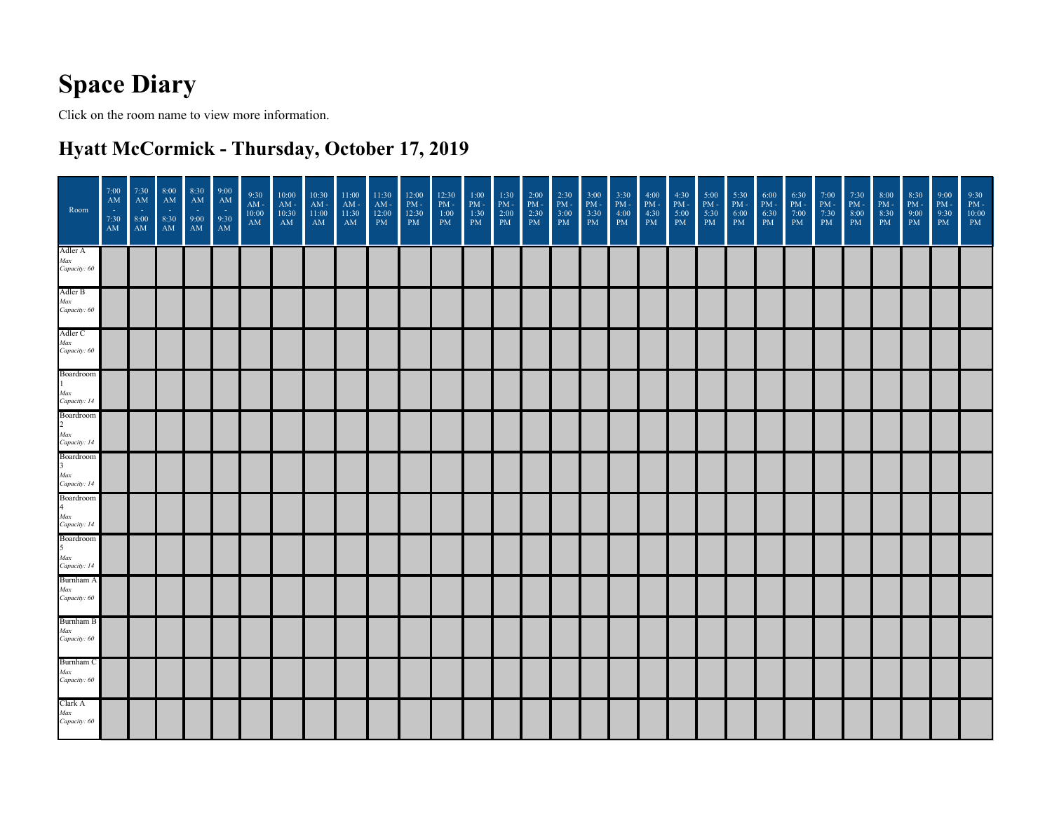# Space Diary

Click on the room name to view more information.

## Hyatt McCormick - Thursday, October 17, 2019

| Room | 7:00 AM - 7:30 AM | 7:30 AM - 8:00 AM | 8:00 AM - 8:30 AM | 8:30 AM - 9:00 AM | 9:00 AM - 9:30 AM | 9:30 AM - 10:00 AM | 10:00 AM - 10:30 AM | 10:30 AM - 11:00 AM | 11:00 AM - 11:30 AM | 11:30 AM - 12:00 PM | 12:00 PM - 12:30 PM | 12:30 PM - 1:00 PM | 1:00 PM - 1:30 PM | 1:30 PM - 2:00 PM | 2:00 PM - 2:30 PM | 2:30 PM - 3:00 PM | 3:00 PM - 3:30 PM | 3:30 PM - 4:00 PM | 4:00 PM - 4:30 PM | 4:30 PM - 5:00 PM | 5:00 PM - 5:30 PM | 5:30 PM - 6:00 PM | 6:00 PM - 6:30 PM | 6:30 PM - 7:00 PM | 7:00 PM - 7:30 PM | 7:30 PM - 8:00 PM | 8:00 PM - 8:30 PM | 8:30 PM - 9:00 PM | 9:00 PM - 9:30 PM | 9:30 PM - 10:00 PM |
|---|---|---|---|---|---|---|---|---|---|---|---|---|---|---|---|---|---|---|---|---|---|---|---|---|---|---|---|---|---|---|
| Adler A *Max Capacity: 60* | | | | | | | | | | | | | | | | | | | | | | | | | | | | | | |
| Adler B *Max Capacity: 60* | | | | | | | | | | | | | | | | | | | | | | | | | | | | | | |
| Adler C *Max Capacity: 60* | | | | | | | | | | | | | | | | | | | | | | | | | | | | | | |
| Boardroom 1 *Max Capacity: 14* | | | | | | | | | | | | | | | | | | | | | | | | | | | | | | |
| Boardroom 2 *Max Capacity: 14* | | | | | | | | | | | | | | | | | | | | | | | | | | | | | | |
| Boardroom 3 *Max Capacity: 14* | | | | | | | | | | | | | | | | | | | | | | | | | | | | | | |
| Boardroom 4 *Max Capacity: 14* | | | | | | | | | | | | | | | | | | | | | | | | | | | | | | |
| Boardroom 5 *Max Capacity: 14* | | | | | | | | | | | | | | | | | | | | | | | | | | | | | | |
| Burnham A *Max Capacity: 60* | | | | | | | | | | | | | | | | | | | | | | | | | | | | | | |
| Burnham B *Max Capacity: 60* | | | | | | | | | | | | | | | | | | | | | | | | | | | | | | |
| Burnham C *Max Capacity: 60* | | | | | | | | | | | | | | | | | | | | | | | | | | | | | | |
| Clark A *Max Capacity: 60* | | | | | | | | | | | | | | | | | | | | | | | | | | | | | | |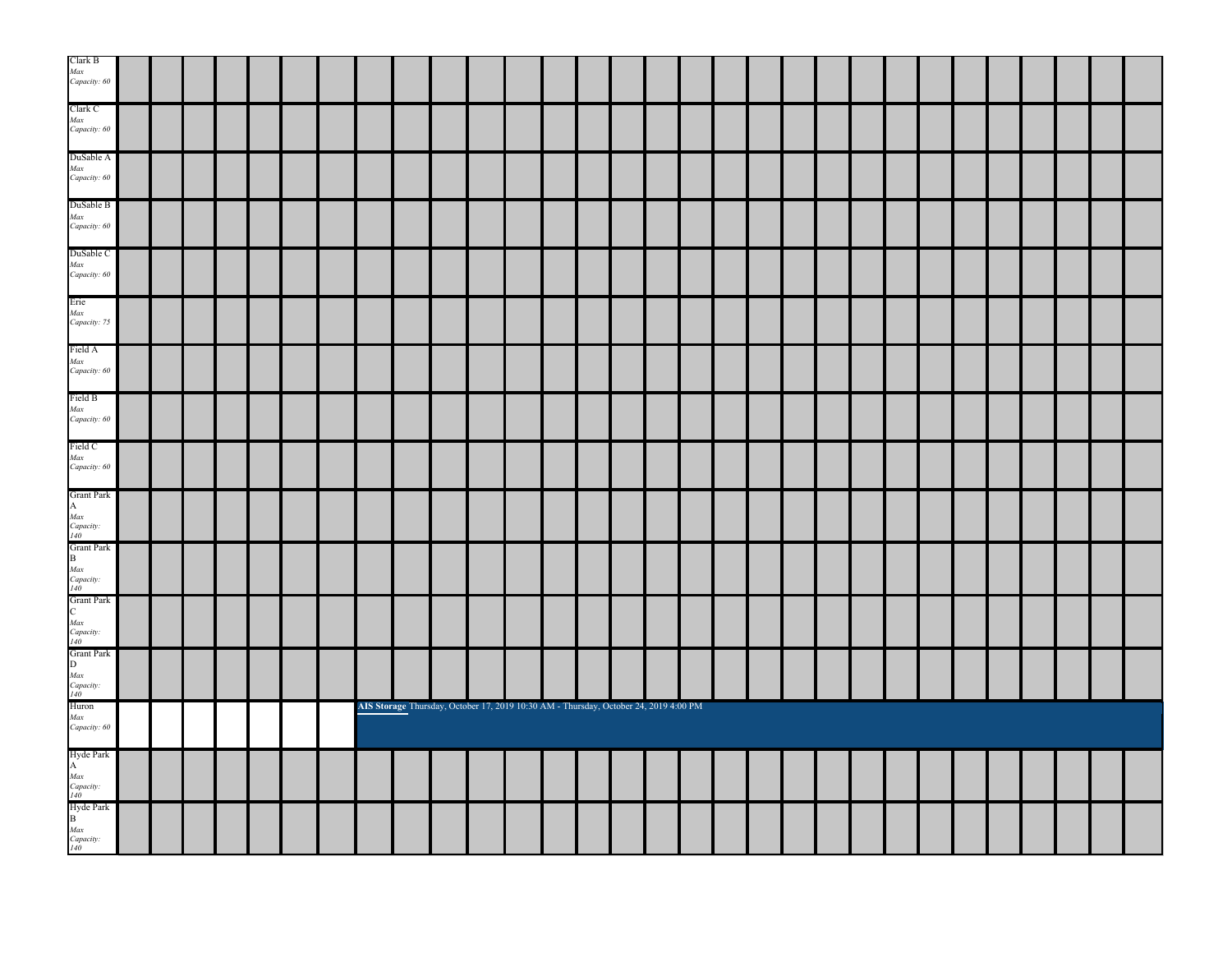| Room | |
|---|---|
| Clark B *Max Capacity: 60* | |
| Clark C *Max Capacity: 60* | |
| DuSable A *Max Capacity: 60* | |
| DuSable B *Max Capacity: 60* | |
| DuSable C *Max Capacity: 60* | |
| Erie *Max Capacity: 75* | |
| Field A *Max Capacity: 60* | |
| Field B *Max Capacity: 60* | |
| Field C *Max Capacity: 60* | |
| Grant Park A *Max Capacity: 140* | |
| Grant Park B *Max Capacity: 140* | |
| Grant Park C *Max Capacity: 140* | |
| Grant Park D *Max Capacity: 140* | |
| Huron *Max Capacity: 60* | **AIS Storage** Thursday, October 17, 2019 10:30 AM - Thursday, October 24, 2019 4:00 PM |
| Hyde Park A *Max Capacity: 140* | |
| Hyde Park B *Max Capacity: 140* | |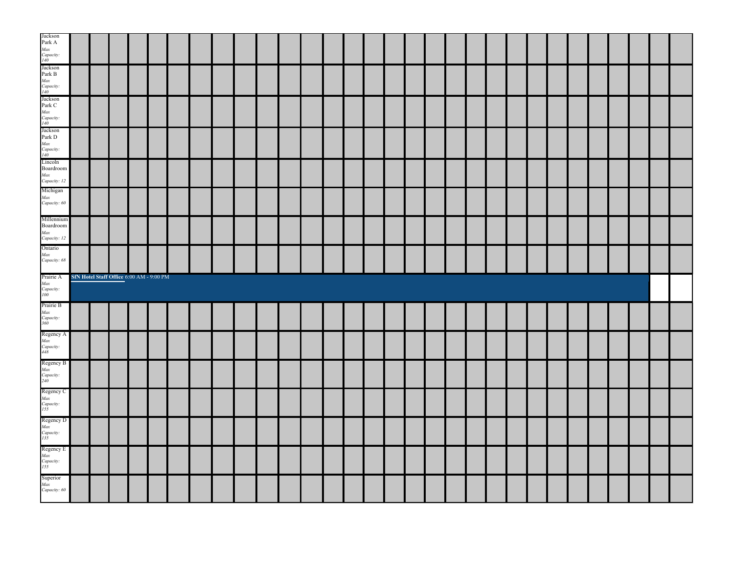| Room | Events |
| --- | --- |
| Jackson Park A *Max Capacity: 140* | |
| Jackson Park B *Max Capacity: 140* | |
| Jackson Park C *Max Capacity: 140* | |
| Jackson Park D *Max Capacity: 140* | |
| Lincoln Boardroom *Max Capacity: 12* | |
| Michigan *Max Capacity: 60* | |
| Millennium Boardroom *Max Capacity: 12* | |
| Ontario *Max Capacity: 68* | |
| Prairie A *Max Capacity: 100* | **SfN Hotel Staff Office** 6:00 AM - 9:00 PM |
| Prairie B *Max Capacity: 360* | |
| Regency A *Max Capacity: 448* | |
| Regency B *Max Capacity: 240* | |
| Regency C *Max Capacity: 155* | |
| Regency D *Max Capacity: 135* | |
| Regency E *Max Capacity: 155* | |
| Superior *Max Capacity: 60* | |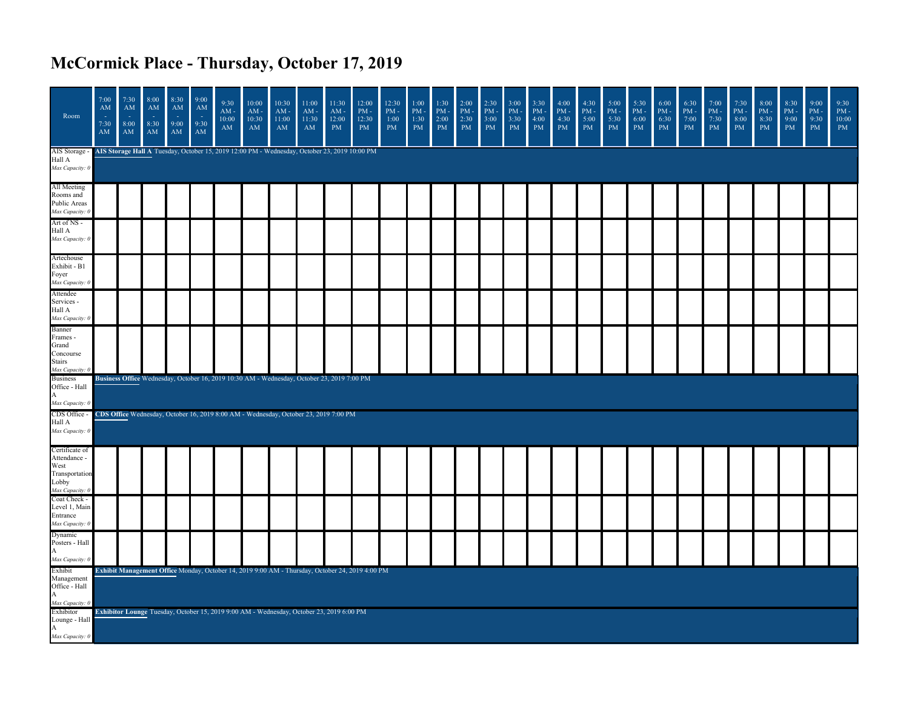# McCormick Place - Thursday, October 17, 2019

| Room | 7:00 AM - 7:30 AM | 7:30 AM - 8:00 AM | 8:00 AM - 8:30 AM | 8:30 AM - 9:00 AM | 9:00 AM - 9:30 AM | 9:30 AM - 10:00 AM | 10:00 AM - 10:30 AM | 10:30 AM - 11:00 AM | 11:00 AM - 11:30 AM | 11:30 AM - 12:00 PM | 12:00 PM - 12:30 PM | 12:30 PM - 1:00 PM | 1:00 PM - 1:30 PM | 1:30 PM - 2:00 PM | 2:00 PM - 2:30 PM | 2:30 PM - 3:00 PM | 3:00 PM - 3:30 PM | 3:30 PM - 4:00 PM | 4:00 PM - 4:30 PM | 4:30 PM - 5:00 PM | 5:00 PM - 5:30 PM | 5:30 PM - 6:00 PM | 6:00 PM - 6:30 PM | 6:30 PM - 7:00 PM | 7:00 PM - 7:30 PM | 7:30 PM - 8:00 PM | 8:00 PM - 8:30 PM | 8:30 PM - 9:00 PM | 9:00 PM - 9:30 PM | 9:30 PM - 10:00 PM |
|---|---|---|---|---|---|---|---|---|---|---|---|---|---|---|---|---|---|---|---|---|---|---|---|---|---|---|---|---|---|---|
| AIS Storage - Hall A *Max Capacity: 0* | **AIS Storage Hall A** Tuesday, October 15, 2019 12:00 PM - Wednesday, October 23, 2019 10:00 PM | | | | | | | | | | | | | | | | | | | | | | | | | | | | | |
| All Meeting Rooms and Public Areas *Max Capacity: 0* | | | | | | | | | | | | | | | | | | | | | | | | | | | | | | |
| Art of NS - Hall A *Max Capacity: 0* | | | | | | | | | | | | | | | | | | | | | | | | | | | | | | |
| Artechouse Exhibit - B1 Foyer *Max Capacity: 0* | | | | | | | | | | | | | | | | | | | | | | | | | | | | | | |
| Attendee Services - Hall A *Max Capacity: 0* | | | | | | | | | | | | | | | | | | | | | | | | | | | | | | |
| Banner Frames - Grand Concourse Stairs *Max Capacity: 0* | | | | | | | | | | | | | | | | | | | | | | | | | | | | | | |
| Business Office - Hall A *Max Capacity: 0* | **Business Office** Wednesday, October 16, 2019 10:30 AM - Wednesday, October 23, 2019 7:00 PM | | | | | | | | | | | | | | | | | | | | | | | | | | | | | |
| CDS Office - Hall A *Max Capacity: 0* | **CDS Office** Wednesday, October 16, 2019 8:00 AM - Wednesday, October 23, 2019 7:00 PM | | | | | | | | | | | | | | | | | | | | | | | | | | | | | |
| Certificate of Attendance - West Transportation Lobby *Max Capacity: 0* | | | | | | | | | | | | | | | | | | | | | | | | | | | | | | |
| Coat Check - Level 1, Main Entrance *Max Capacity: 0* | | | | | | | | | | | | | | | | | | | | | | | | | | | | | | |
| Dynamic Posters - Hall A *Max Capacity: 0* | | | | | | | | | | | | | | | | | | | | | | | | | | | | | | |
| Exhibit Management Office - Hall A *Max Capacity: 0* | **Exhibit Management Office** Monday, October 14, 2019 9:00 AM - Thursday, October 24, 2019 4:00 PM | | | | | | | | | | | | | | | | | | | | | | | | | | | | | |
| Exhibitor Lounge - Hall A *Max Capacity: 0* | **Exhibitor Lounge** Tuesday, October 15, 2019 9:00 AM - Wednesday, October 23, 2019 6:00 PM | | | | | | | | | | | | | | | | | | | | | | | | | | | | | |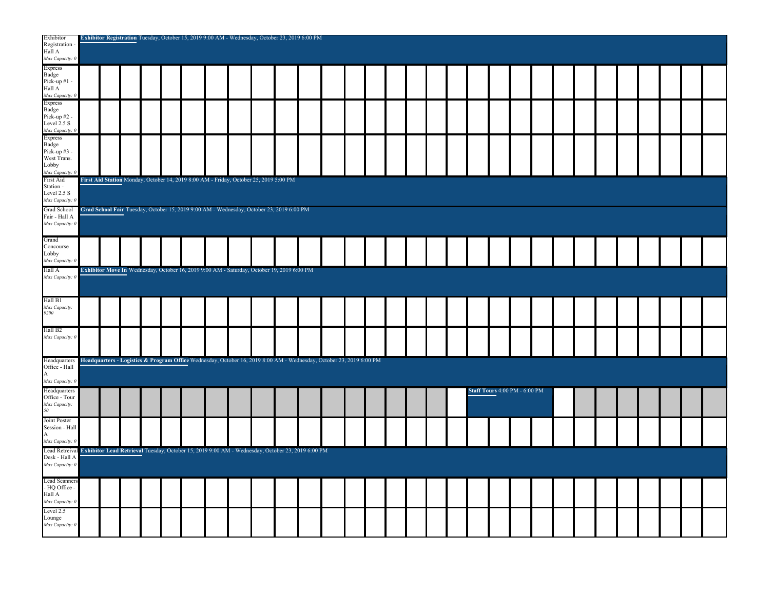| Room | Schedule |
|---|---|
| Exhibitor Registration - Hall A *Max Capacity: 0* | **Exhibitor Registration** Tuesday, October 15, 2019 9:00 AM - Wednesday, October 23, 2019 6:00 PM |
| Express Badge Pick-up #1 - Hall A *Max Capacity: 0* | |
| Express Badge Pick-up #2 - Level 2.5 S *Max Capacity: 0* | |
| Express Badge Pick-up #3 - West Trans. Lobby *Max Capacity: 0* | |
| First Aid Station - Level 2.5 S *Max Capacity: 0* | **First Aid Station** Monday, October 14, 2019 8:00 AM - Friday, October 25, 2019 5:00 PM |
| Grad School Fair - Hall A *Max Capacity: 0* | **Grad School Fair** Tuesday, October 15, 2019 9:00 AM - Wednesday, October 23, 2019 6:00 PM |
| Grand Concourse Lobby *Max Capacity: 0* | |
| Hall A *Max Capacity: 0* | **Exhibitor Move In** Wednesday, October 16, 2019 9:00 AM - Saturday, October 19, 2019 6:00 PM |
| Hall B1 *Max Capacity: 9200* | |
| Hall B2 *Max Capacity: 0* | |
| Headquarters Office - Hall A *Max Capacity: 0* | **Headquarters - Logistics & Program Office** Wednesday, October 16, 2019 8:00 AM - Wednesday, October 23, 2019 6:00 PM |
| Headquarters Office - Tour *Max Capacity: 50* | **Staff Tours** 4:00 PM - 6:00 PM |
| Joint Poster Session - Hall A *Max Capacity: 0* | |
| Lead Retreival Desk - Hall A *Max Capacity: 0* | **Exhibitor Lead Retrieval** Tuesday, October 15, 2019 9:00 AM - Wednesday, October 23, 2019 6:00 PM |
| Lead Scanners - HQ Office - Hall A *Max Capacity: 0* | |
| Level 2.5 Lounge *Max Capacity: 0* | |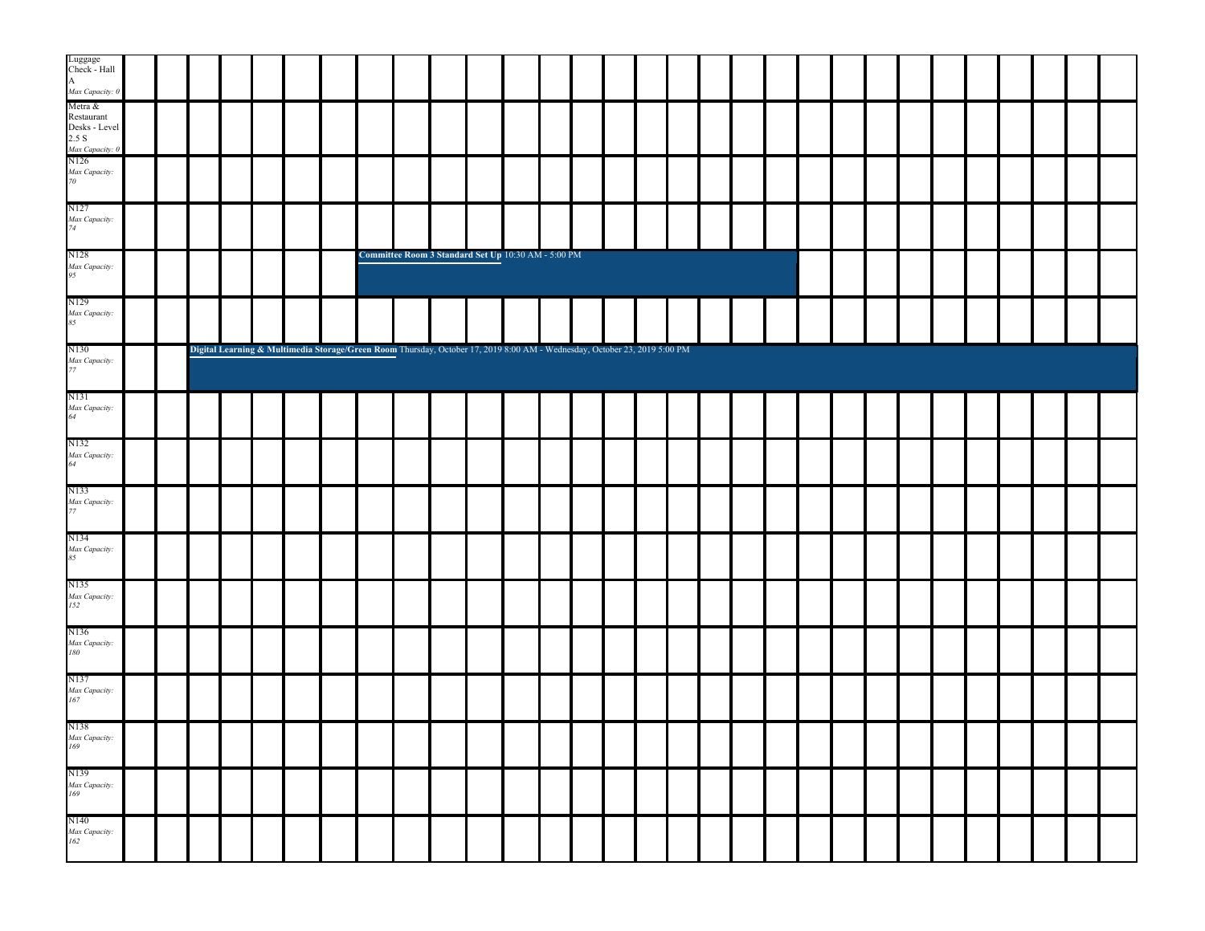| Room | Events |
|---|---|
| Luggage Check - Hall A *Max Capacity: 0* | |
| Metra & Restaurant Desks - Level 2.5 S *Max Capacity: 0* | |
| N126 *Max Capacity: 70* | |
| N127 *Max Capacity: 74* | |
| N128 *Max Capacity: 95* | **Committee Room 3 Standard Set Up** 10:30 AM - 5:00 PM |
| N129 *Max Capacity: 85* | |
| N130 *Max Capacity: 77* | **Digital Learning & Multimedia Storage/Green Room** Thursday, October 17, 2019 8:00 AM - Wednesday, October 23, 2019 5:00 PM |
| N131 *Max Capacity: 64* | |
| N132 *Max Capacity: 64* | |
| N133 *Max Capacity: 77* | |
| N134 *Max Capacity: 85* | |
| N135 *Max Capacity: 152* | |
| N136 *Max Capacity: 180* | |
| N137 *Max Capacity: 167* | |
| N138 *Max Capacity: 169* | |
| N139 *Max Capacity: 169* | |
| N140 *Max Capacity: 162* | |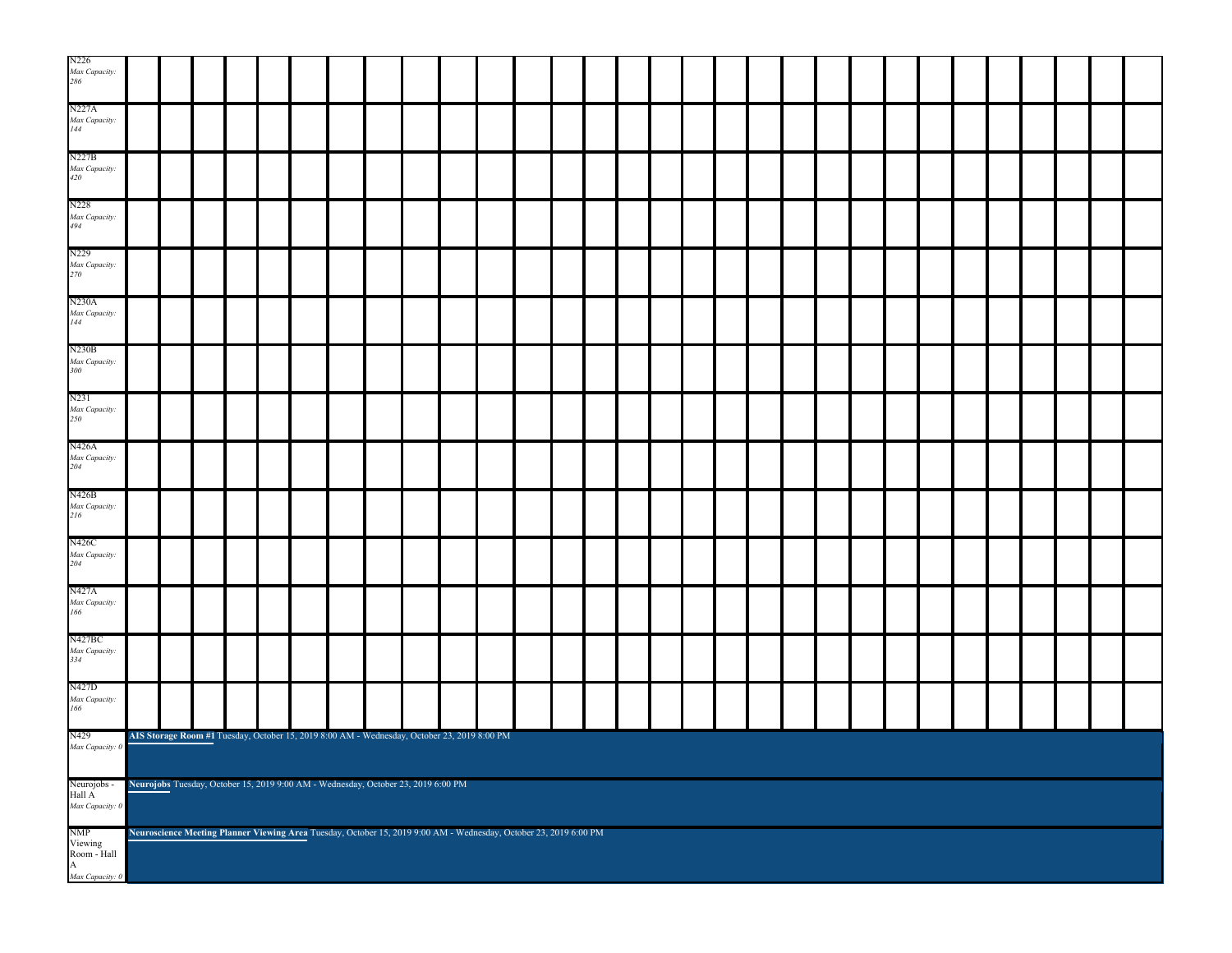| Room | Schedule |
| --- | --- |
| N226 *Max Capacity: 286* | |
| N227A *Max Capacity: 144* | |
| N227B *Max Capacity: 420* | |
| N228 *Max Capacity: 494* | |
| N229 *Max Capacity: 270* | |
| N230A *Max Capacity: 144* | |
| N230B *Max Capacity: 300* | |
| N231 *Max Capacity: 250* | |
| N426A *Max Capacity: 204* | |
| N426B *Max Capacity: 216* | |
| N426C *Max Capacity: 204* | |
| N427A *Max Capacity: 166* | |
| N427BC *Max Capacity: 334* | |
| N427D *Max Capacity: 166* | |
| N429 *Max Capacity: 0* | **AIS Storage Room #1** Tuesday, October 15, 2019 8:00 AM - Wednesday, October 23, 2019 8:00 PM |
| Neurojobs - Hall A *Max Capacity: 0* | **Neurojobs** Tuesday, October 15, 2019 9:00 AM - Wednesday, October 23, 2019 6:00 PM |
| NMP Viewing Room - Hall A *Max Capacity: 0* | **Neuroscience Meeting Planner Viewing Area** Tuesday, October 15, 2019 9:00 AM - Wednesday, October 23, 2019 6:00 PM |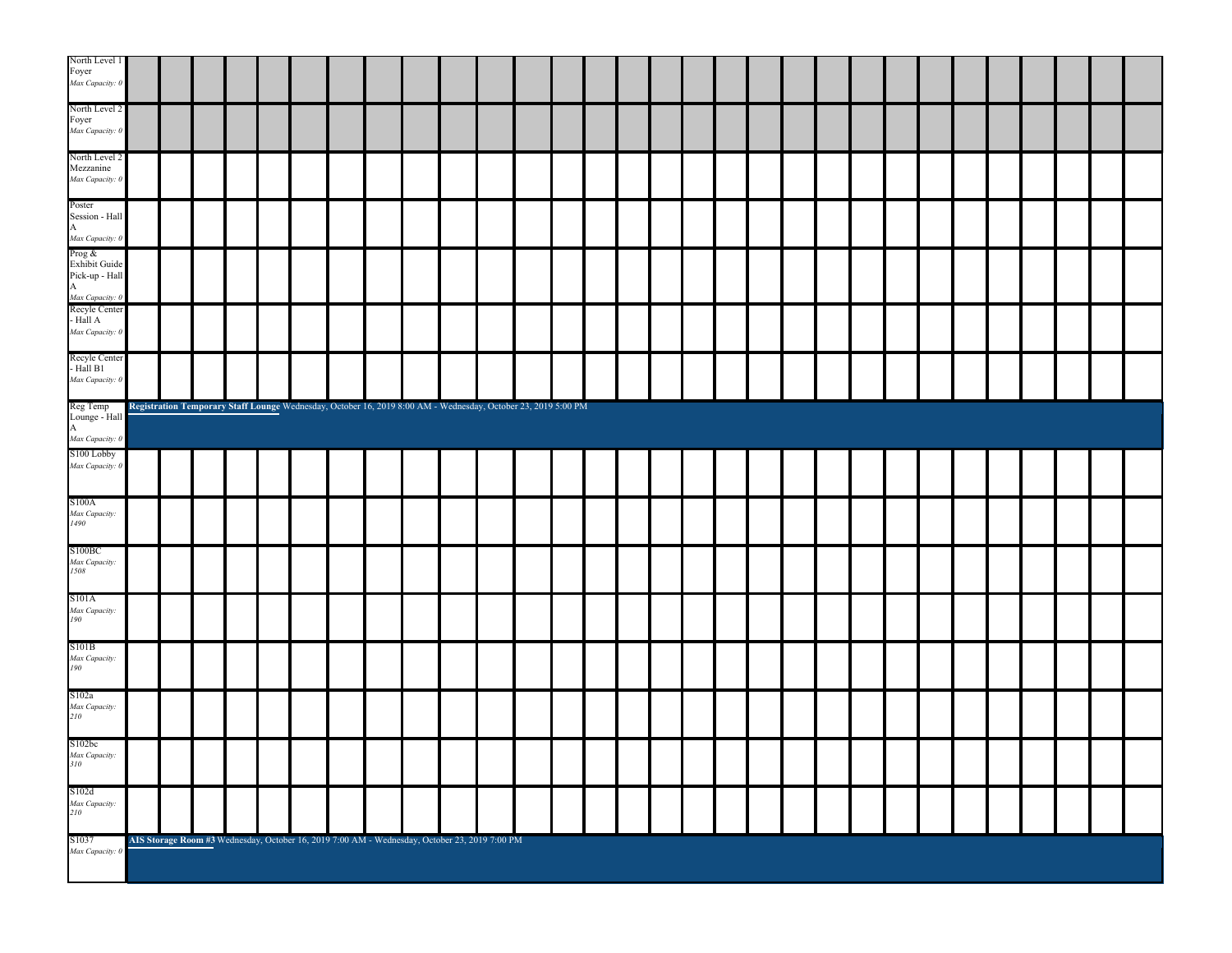| Room | Events |
|---|---|
| North Level 1 Foyer *Max Capacity: 0* | |
| North Level 2 Foyer *Max Capacity: 0* | |
| North Level 2 Mezzanine *Max Capacity: 0* | |
| Poster Session - Hall A *Max Capacity: 0* | |
| Prog & Exhibit Guide Pick-up - Hall A *Max Capacity: 0* | |
| Recyle Center - Hall A *Max Capacity: 0* | |
| Recyle Center - Hall B1 *Max Capacity: 0* | |
| Reg Temp Lounge - Hall A *Max Capacity: 0* | **Registration Temporary Staff Lounge** Wednesday, October 16, 2019 8:00 AM - Wednesday, October 23, 2019 5:00 PM |
| S100 Lobby *Max Capacity: 0* | |
| S100A *Max Capacity: 1490* | |
| S100BC *Max Capacity: 1508* | |
| S101A *Max Capacity: 190* | |
| S101B *Max Capacity: 190* | |
| S102a *Max Capacity: 210* | |
| S102bc *Max Capacity: 310* | |
| S102d *Max Capacity: 210* | |
| S1037 *Max Capacity: 0* | **AIS Storage Room #3** Wednesday, October 16, 2019 7:00 AM - Wednesday, October 23, 2019 7:00 PM |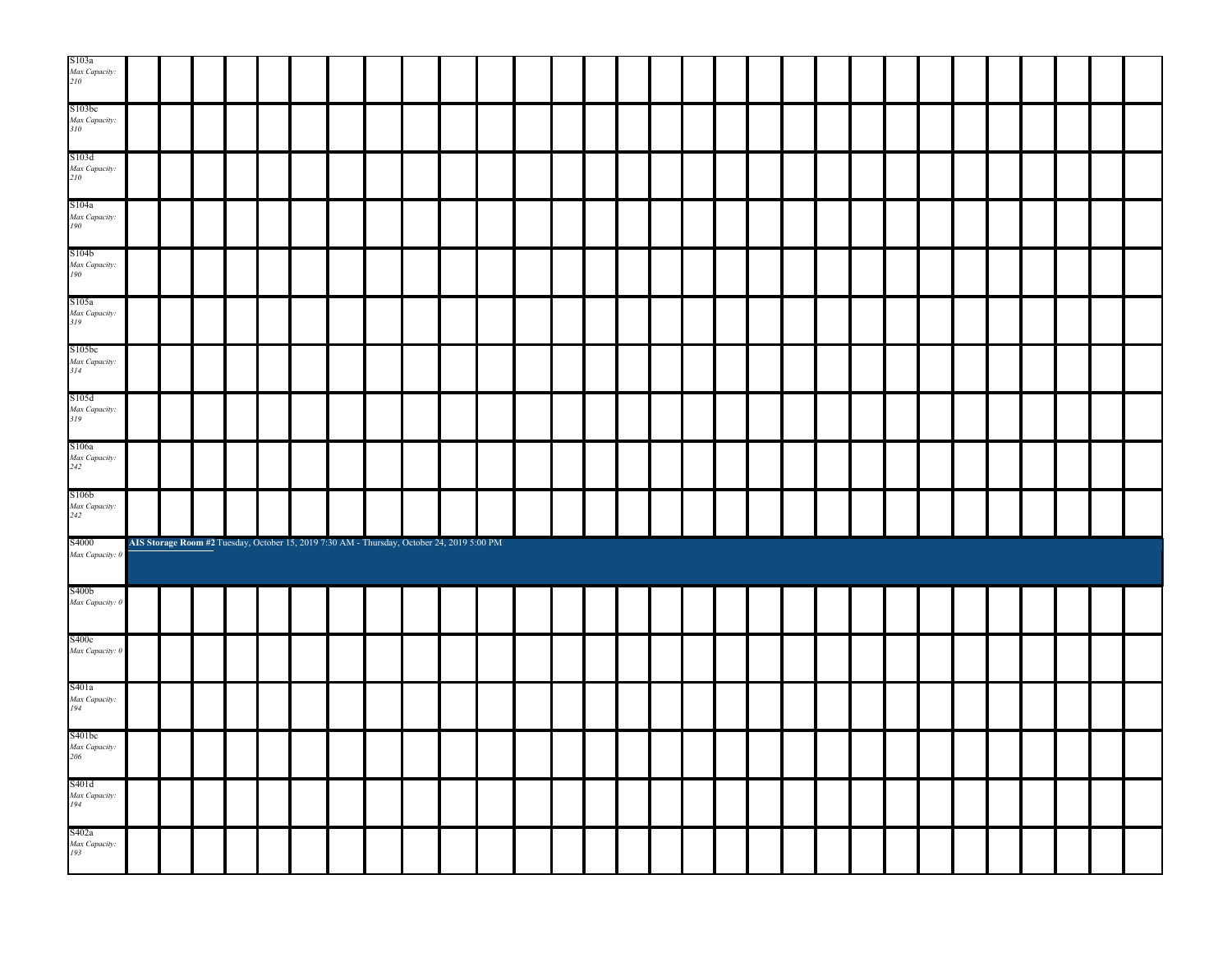| Room | Schedule |
| --- | --- |
| S103a *Max Capacity: 210* | |
| S103bc *Max Capacity: 310* | |
| S103d *Max Capacity: 210* | |
| S104a *Max Capacity: 190* | |
| S104b *Max Capacity: 190* | |
| S105a *Max Capacity: 319* | |
| S105bc *Max Capacity: 314* | |
| S105d *Max Capacity: 319* | |
| S106a *Max Capacity: 242* | |
| S106b *Max Capacity: 242* | |
| S4000 *Max Capacity: 0* | **AIS Storage Room #2** Tuesday, October 15, 2019 7:30 AM - Thursday, October 24, 2019 5:00 PM |
| S400b *Max Capacity: 0* | |
| S400c *Max Capacity: 0* | |
| S401a *Max Capacity: 194* | |
| S401bc *Max Capacity: 206* | |
| S401d *Max Capacity: 194* | |
| S402a *Max Capacity: 193* | |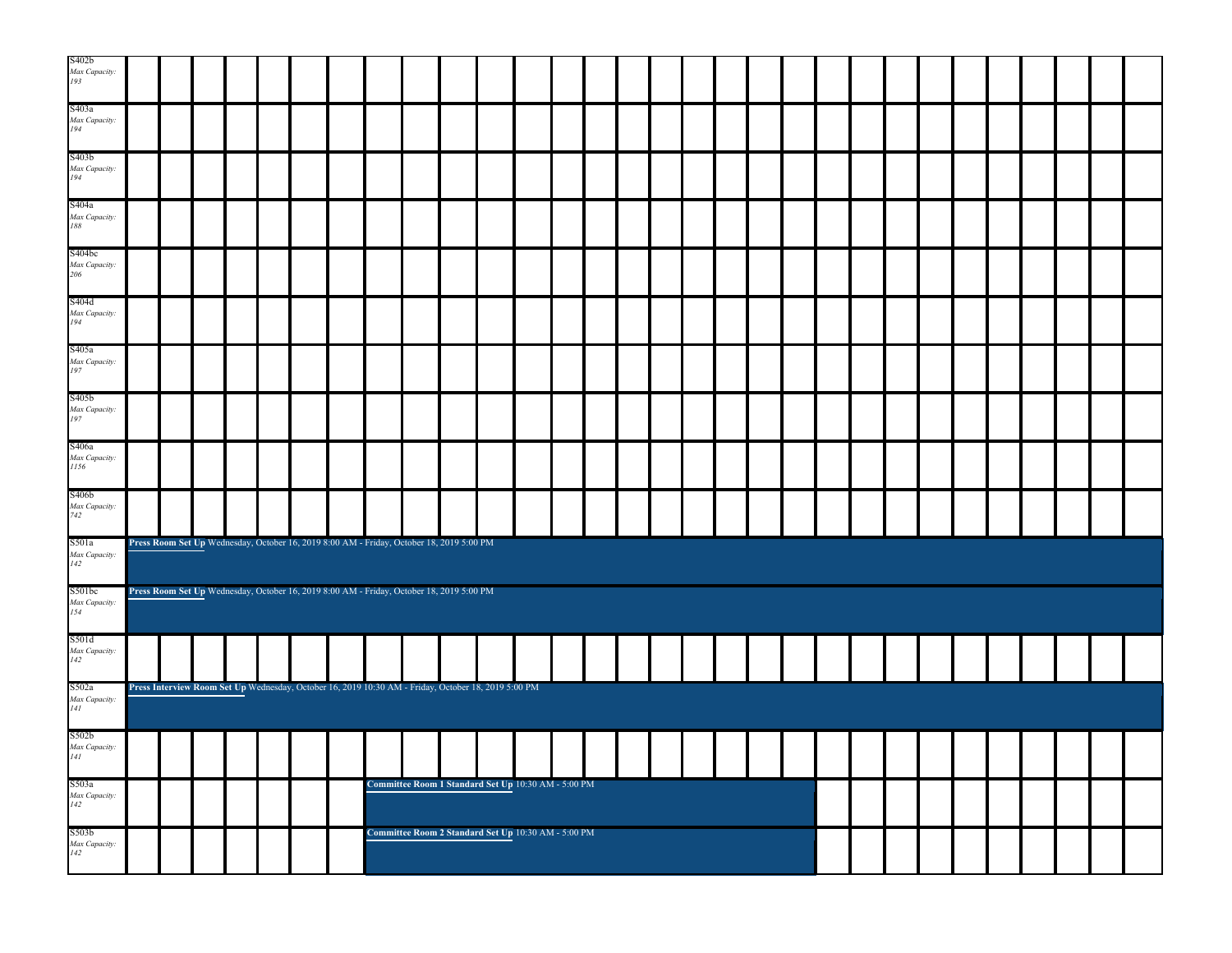| Room | Schedule |
|---|---|
| S402b *Max Capacity: 193* | |
| S403a *Max Capacity: 194* | |
| S403b *Max Capacity: 194* | |
| S404a *Max Capacity: 188* | |
| S404bc *Max Capacity: 206* | |
| S404d *Max Capacity: 194* | |
| S405a *Max Capacity: 197* | |
| S405b *Max Capacity: 197* | |
| S406a *Max Capacity: 1156* | |
| S406b *Max Capacity: 742* | |
| S501a *Max Capacity: 142* | **Press Room Set Up** Wednesday, October 16, 2019 8:00 AM - Friday, October 18, 2019 5:00 PM |
| S501bc *Max Capacity: 154* | **Press Room Set Up** Wednesday, October 16, 2019 8:00 AM - Friday, October 18, 2019 5:00 PM |
| S501d *Max Capacity: 142* | |
| S502a *Max Capacity: 141* | **Press Interview Room Set Up** Wednesday, October 16, 2019 10:30 AM - Friday, October 18, 2019 5:00 PM |
| S502b *Max Capacity: 141* | |
| S503a *Max Capacity: 142* | **Committee Room 1 Standard Set Up** 10:30 AM - 5:00 PM |
| S503b *Max Capacity: 142* | **Committee Room 2 Standard Set Up** 10:30 AM - 5:00 PM |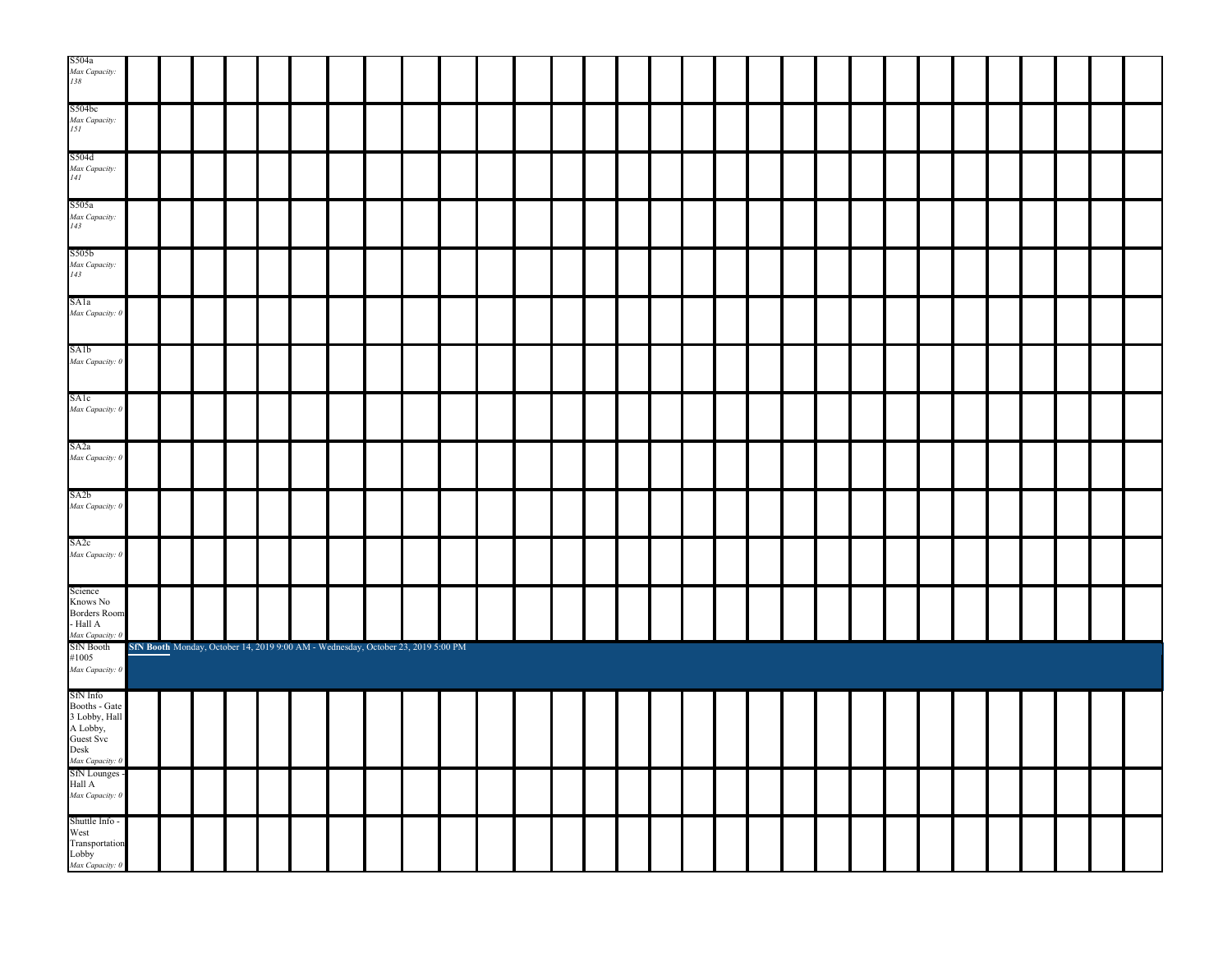| Room | Schedule |
|---|---|
| S504a *Max Capacity: 138* | |
| S504bc *Max Capacity: 151* | |
| S504d *Max Capacity: 141* | |
| S505a *Max Capacity: 143* | |
| S505b *Max Capacity: 143* | |
| SA1a *Max Capacity: 0* | |
| SA1b *Max Capacity: 0* | |
| SA1c *Max Capacity: 0* | |
| SA2a *Max Capacity: 0* | |
| SA2b *Max Capacity: 0* | |
| SA2c *Max Capacity: 0* | |
| Science Knows No Borders Room - Hall A *Max Capacity: 0* | |
| SfN Booth #1005 *Max Capacity: 0* | **SfN Booth** Monday, October 14, 2019 9:00 AM - Wednesday, October 23, 2019 5:00 PM |
| SfN Info Booths - Gate 3 Lobby, Hall A Lobby, Guest Svc Desk *Max Capacity: 0* | |
| SfN Lounges - Hall A *Max Capacity: 0* | |
| Shuttle Info - West Transportation Lobby *Max Capacity: 0* | |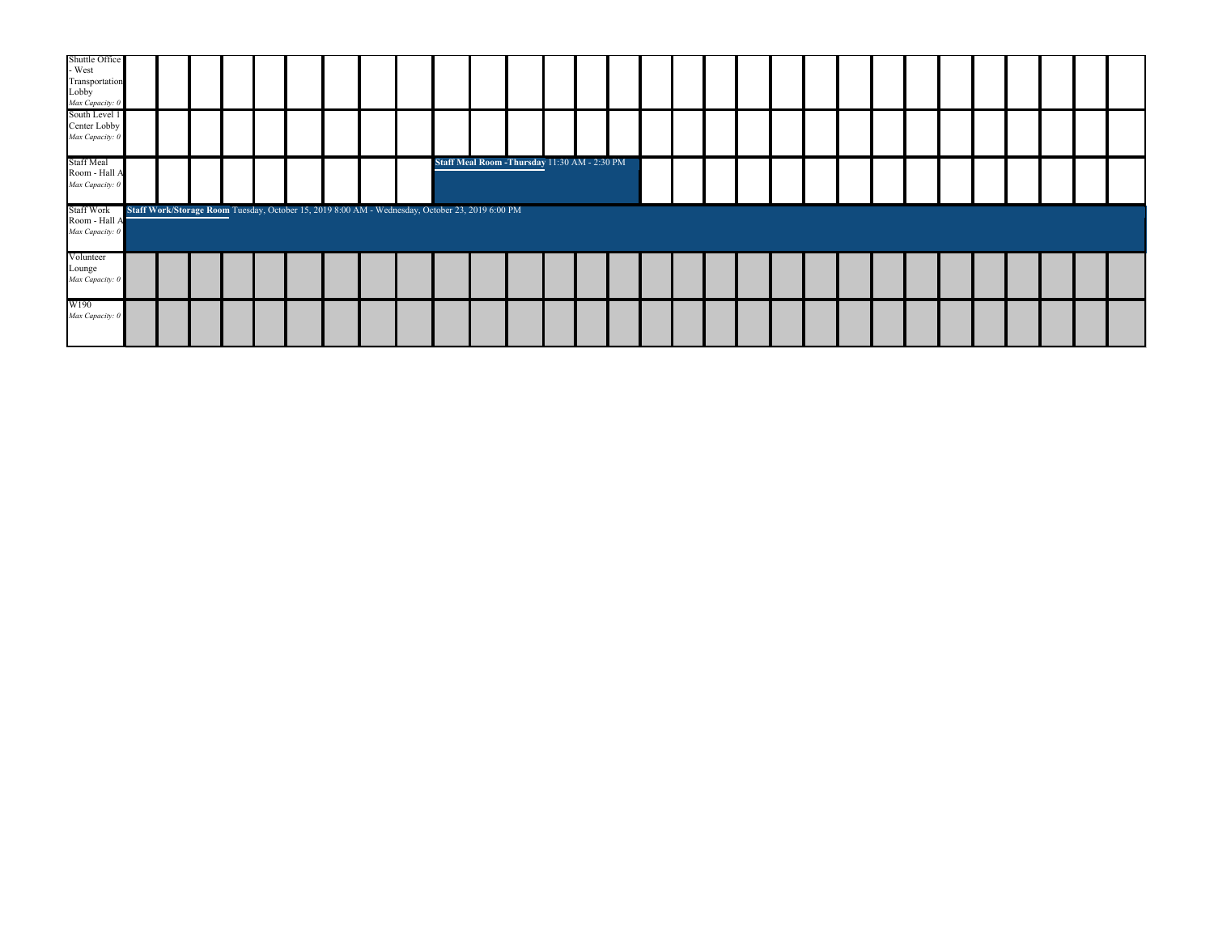| | |
|---|---|
| Shuttle Office - West Transportation Lobby *Max Capacity: 0* | |
| South Level 1 Center Lobby *Max Capacity: 0* | |
| Staff Meal Room - Hall A *Max Capacity: 0* | **Staff Meal Room -Thursday** 11:30 AM - 2:30 PM |
| Staff Work Room - Hall A *Max Capacity: 0* | **Staff Work/Storage Room** Tuesday, October 15, 2019 8:00 AM - Wednesday, October 23, 2019 6:00 PM |
| Volunteer Lounge *Max Capacity: 0* | |
| W190 *Max Capacity: 0* | |